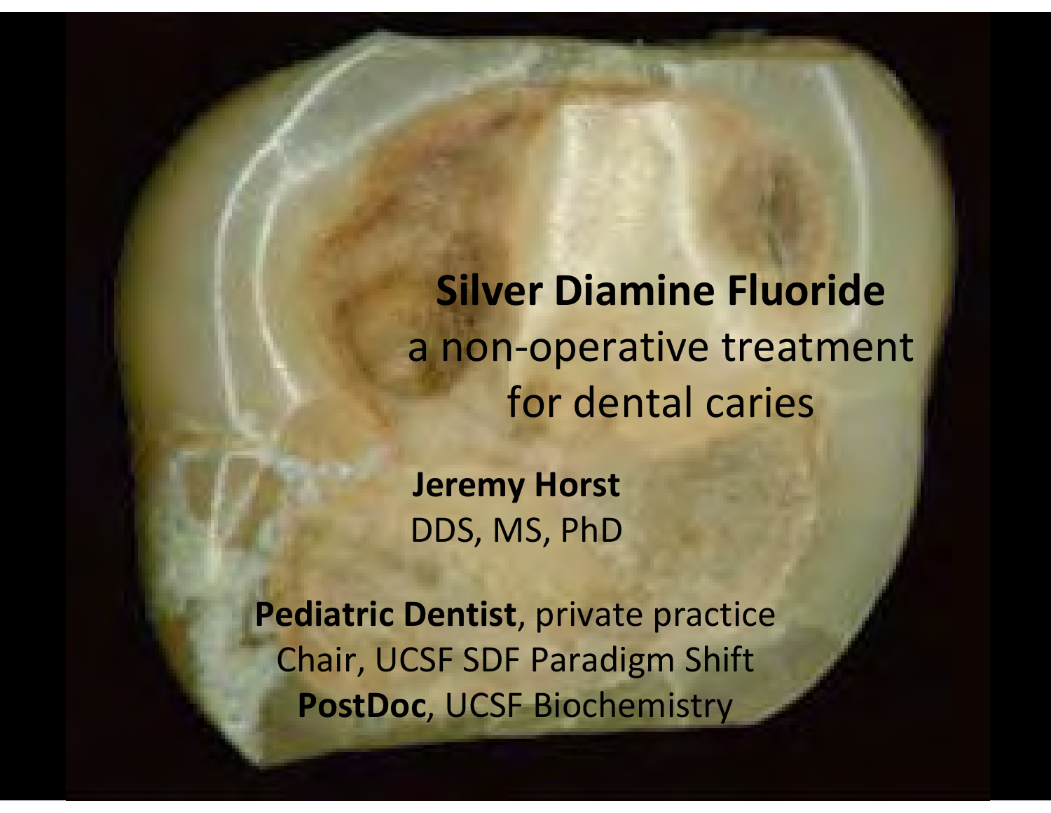# Silver Diamine Fluoride

a non-operative treatment for dental caries

**Jeremy Horst**
DDS, MS, PhD

**Pediatric Dentist**, private practice
Chair, UCSF SDF Paradigm Shift
**PostDoc**, UCSF Biochemistry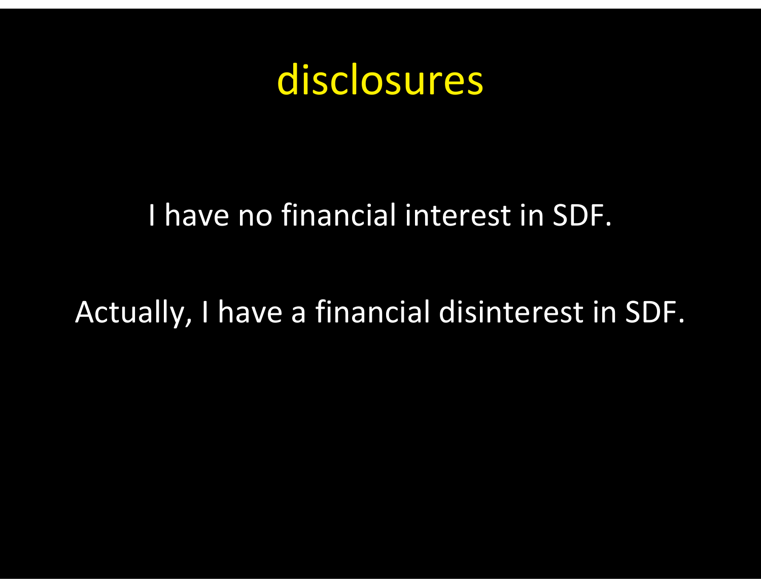# disclosures

I have no financial interest in SDF.

Actually, I have a financial disinterest in SDF.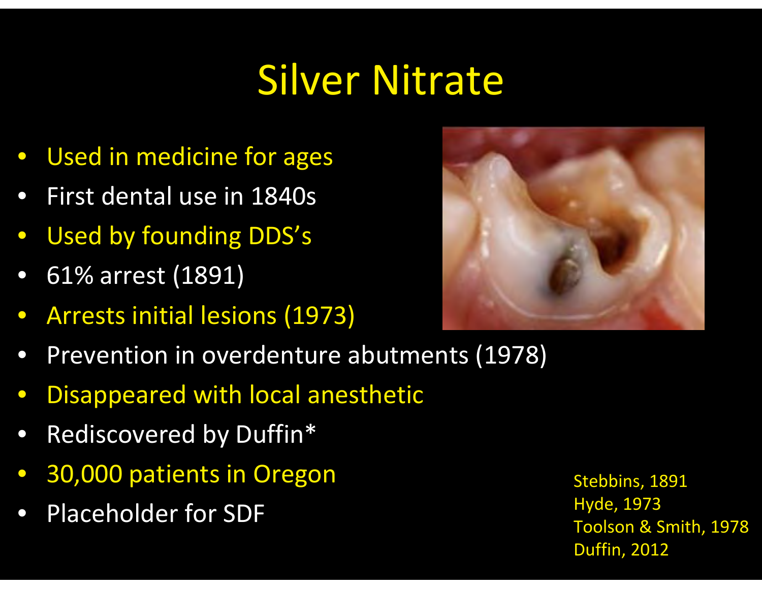# Silver Nitrate

- Used in medicine for ages
- First dental use in 1840s
- Used by founding DDS's
- 61% arrest (1891)
- Arrests initial lesions (1973)
- Prevention in overdenture abutments (1978)
- Disappeared with local anesthetic
- Rediscovered by Duffin*
- 30,000 patients in Oregon
- Placeholder for SDF

Stebbins, 1891
Hyde, 1973
Toolson & Smith, 1978
Duffin, 2012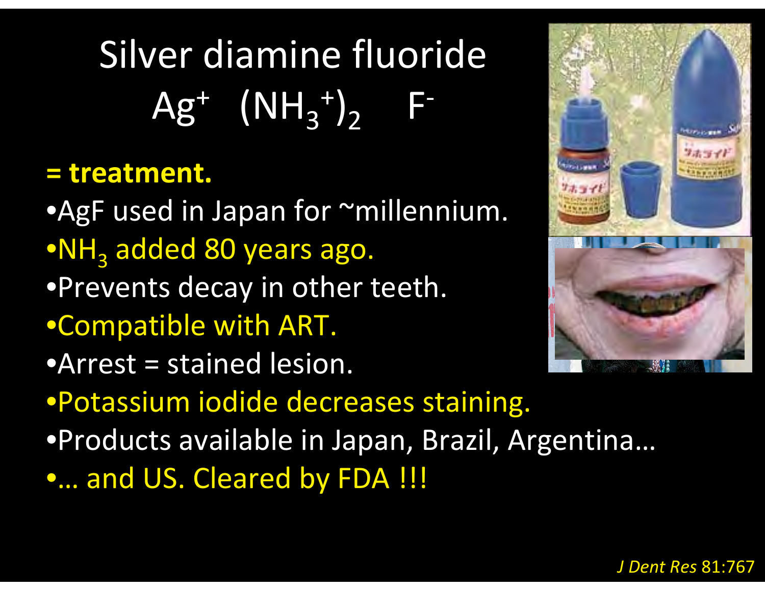# Silver diamine fluoride

$$Ag^{+} \quad (NH_3^{+})_2 \quad F^{-}$$

**= treatment.**

- AgF used in Japan for ~millennium.
- $NH_3$ added 80 years ago.
- Prevents decay in other teeth.
- Compatible with ART.
- Arrest = stained lesion.
- Potassium iodide decreases staining.
- Products available in Japan, Brazil, Argentina…
- … and US. Cleared by FDA !!!

*J Dent Res* 81:767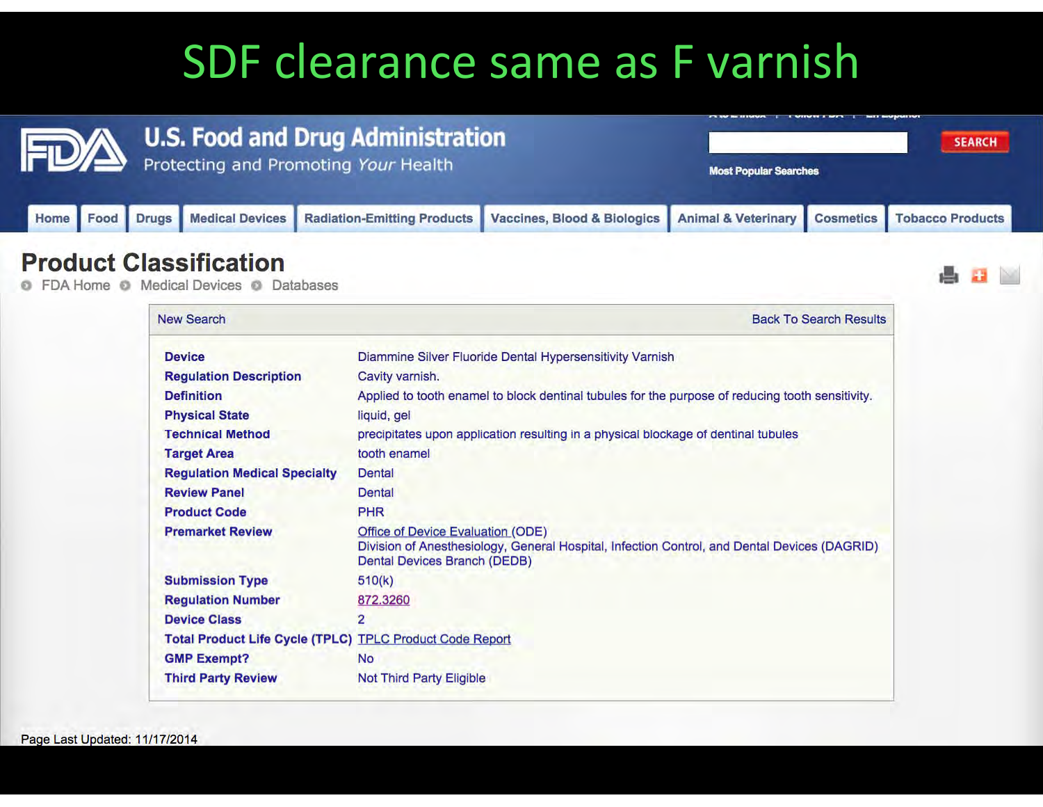# SDF clearance same as F varnish

U.S. Food and Drug Administration

Protecting and Promoting *Your* Health

Home | Food | Drugs | Medical Devices | Radiation-Emitting Products | Vaccines, Blood & Biologics | Animal & Veterinary | Cosmetics | Tobacco Products

## Product Classification

FDA Home › Medical Devices › Databases

New Search | Back To Search Results

| | |
|---|---|
| **Device** | Diammine Silver Fluoride Dental Hypersensitivity Varnish |
| **Regulation Description** | Cavity varnish. |
| **Definition** | Applied to tooth enamel to block dentinal tubules for the purpose of reducing tooth sensitivity. |
| **Physical State** | liquid, gel |
| **Technical Method** | precipitates upon application resulting in a physical blockage of dentinal tubules |
| **Target Area** | tooth enamel |
| **Regulation Medical Specialty** | Dental |
| **Review Panel** | Dental |
| **Product Code** | PHR |
| **Premarket Review** | Office of Device Evaluation (ODE)<br>Division of Anesthesiology, General Hospital, Infection Control, and Dental Devices (DAGRID)<br>Dental Devices Branch (DEDB) |
| **Submission Type** | 510(k) |
| **Regulation Number** | 872.3260 |
| **Device Class** | 2 |
| **Total Product Life Cycle (TPLC)** | TPLC Product Code Report |
| **GMP Exempt?** | No |
| **Third Party Review** | Not Third Party Eligible |

Page Last Updated: 11/17/2014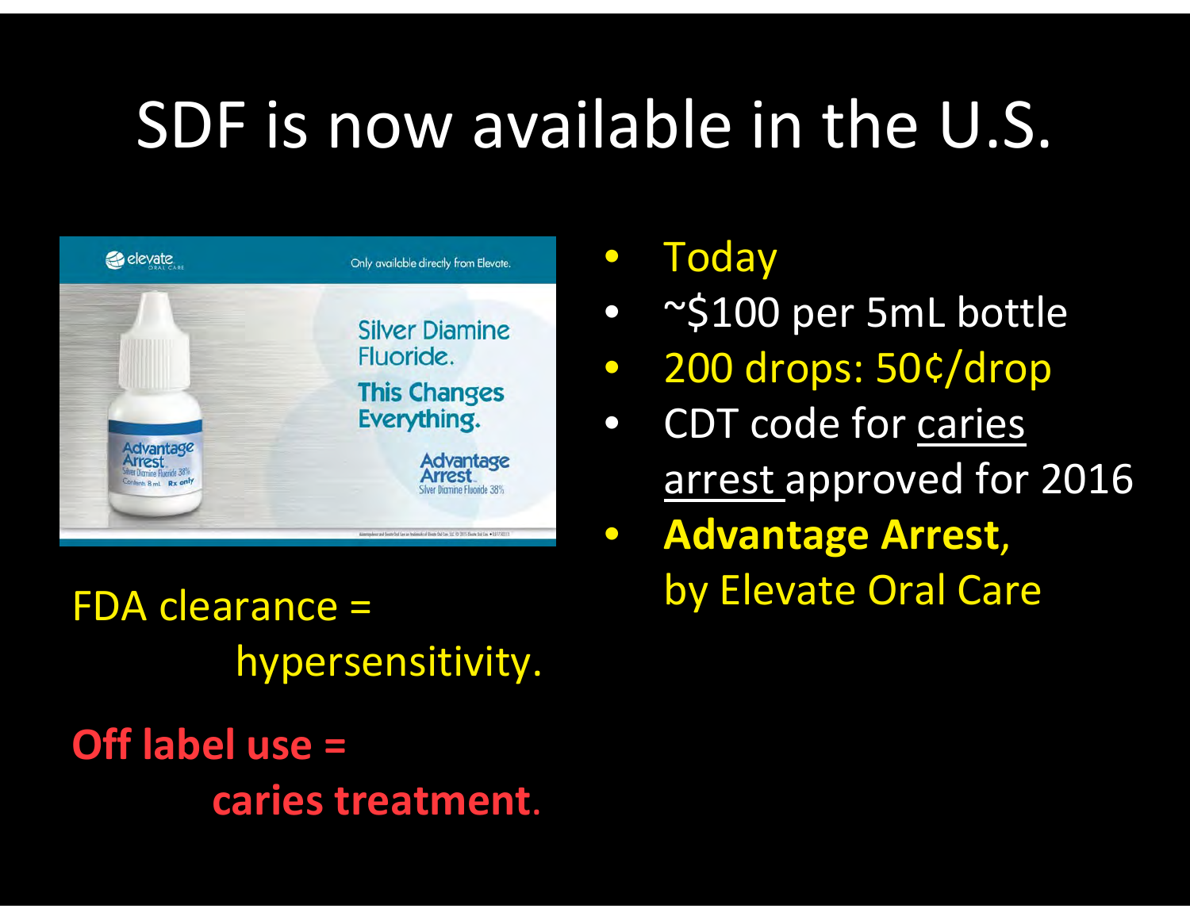# SDF is now available in the U.S.

- Today
- ~$100 per 5mL bottle
- 200 drops: 50¢/drop
- CDT code for caries arrest approved for 2016
- **Advantage Arrest**, by Elevate Oral Care

FDA clearance = hypersensitivity.

**Off label use = caries treatment.**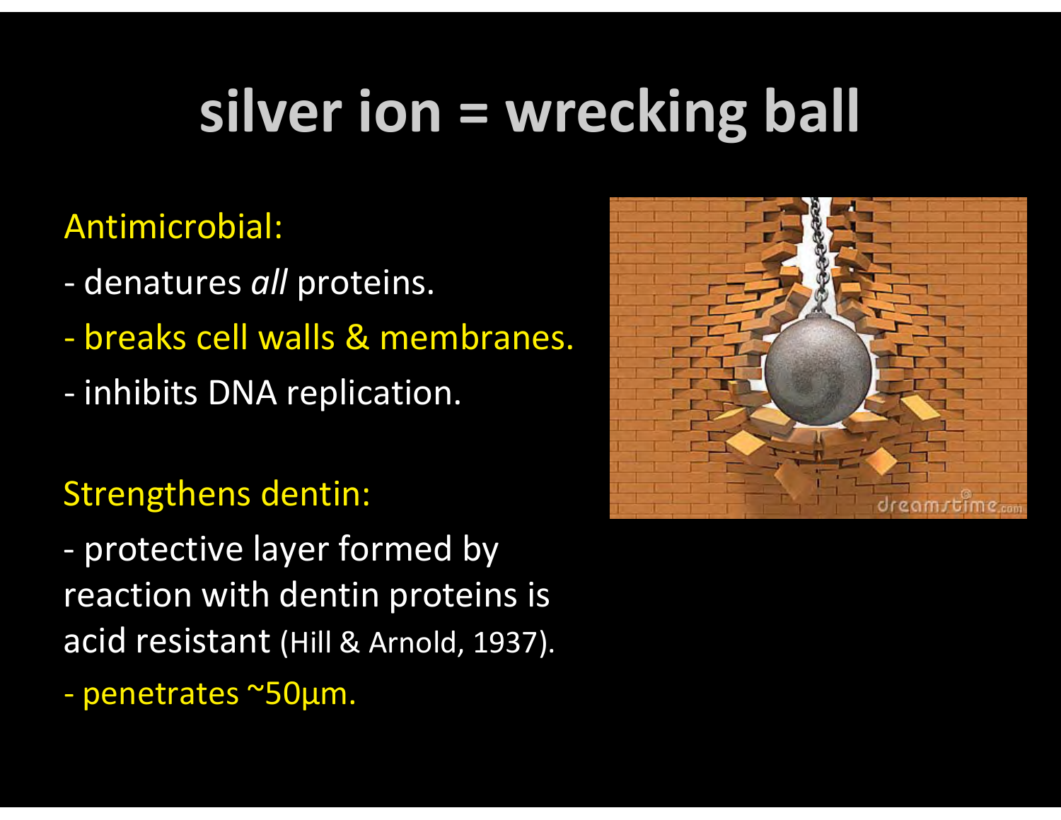# silver ion = wrecking ball

Antimicrobial:

- denatures *all* proteins.
- breaks cell walls & membranes.
- inhibits DNA replication.

Strengthens dentin:

- protective layer formed by reaction with dentin proteins is acid resistant (Hill & Arnold, 1937).
- penetrates ~50µm.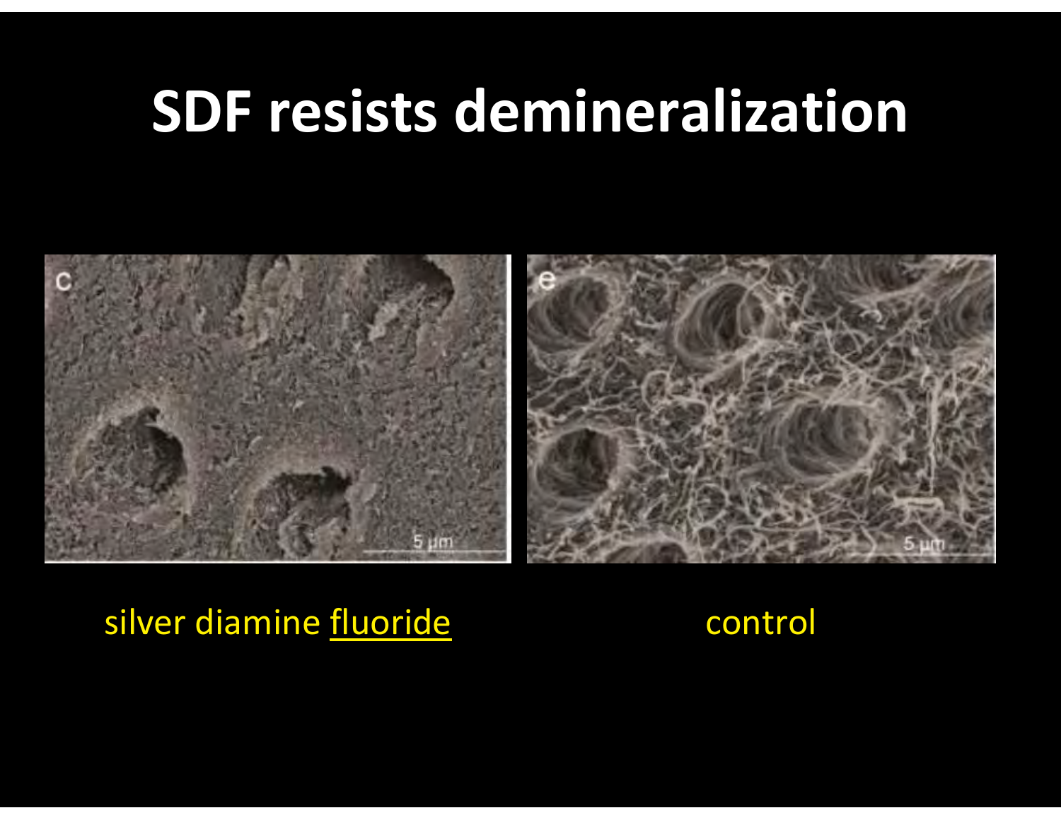# SDF resists demineralization

silver diamine <u>fluoride</u>

control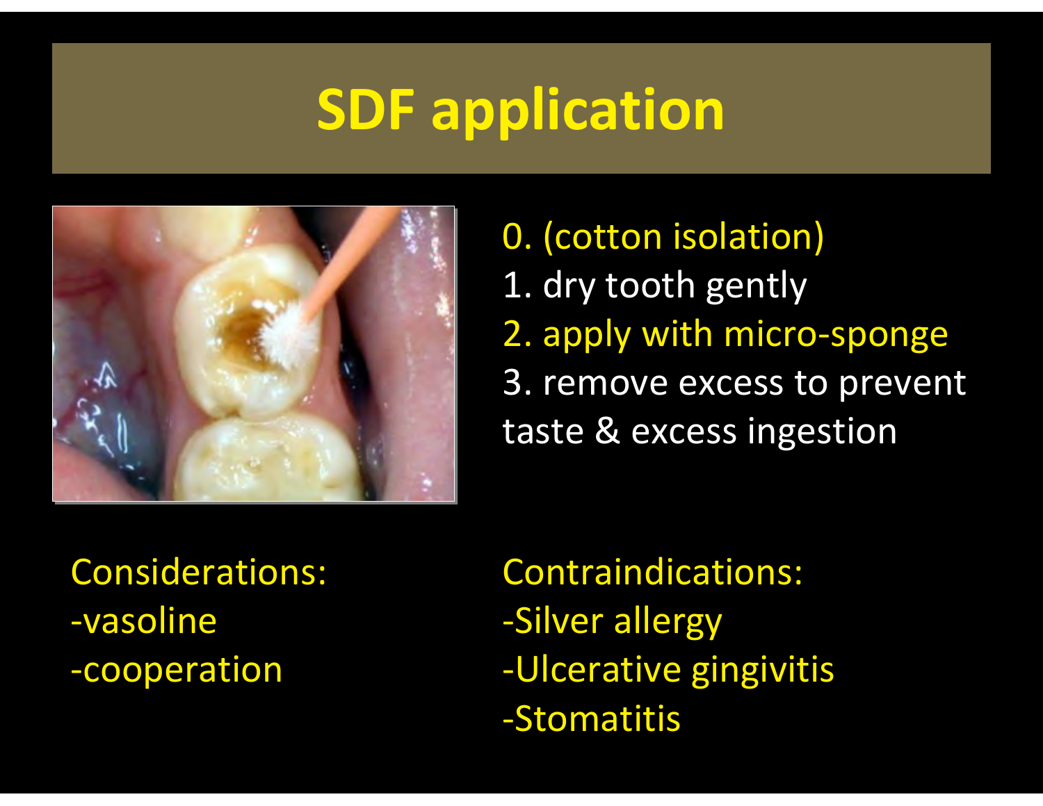# SDF application

0. (cotton isolation)
1. dry tooth gently
2. apply with micro-sponge
3. remove excess to prevent taste & excess ingestion

Considerations:
-vasoline
-cooperation

Contraindications:
-Silver allergy
-Ulcerative gingivitis
-Stomatitis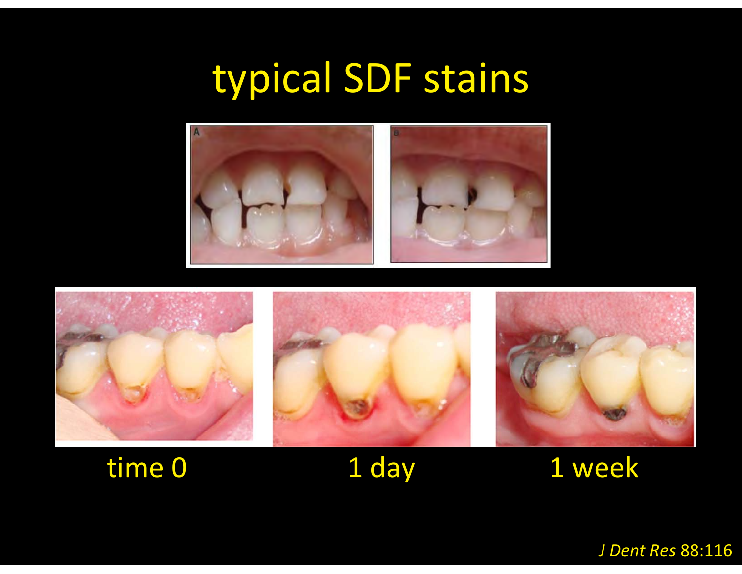# typical SDF stains

time 0

1 day

1 week

*J Dent Res* 88:116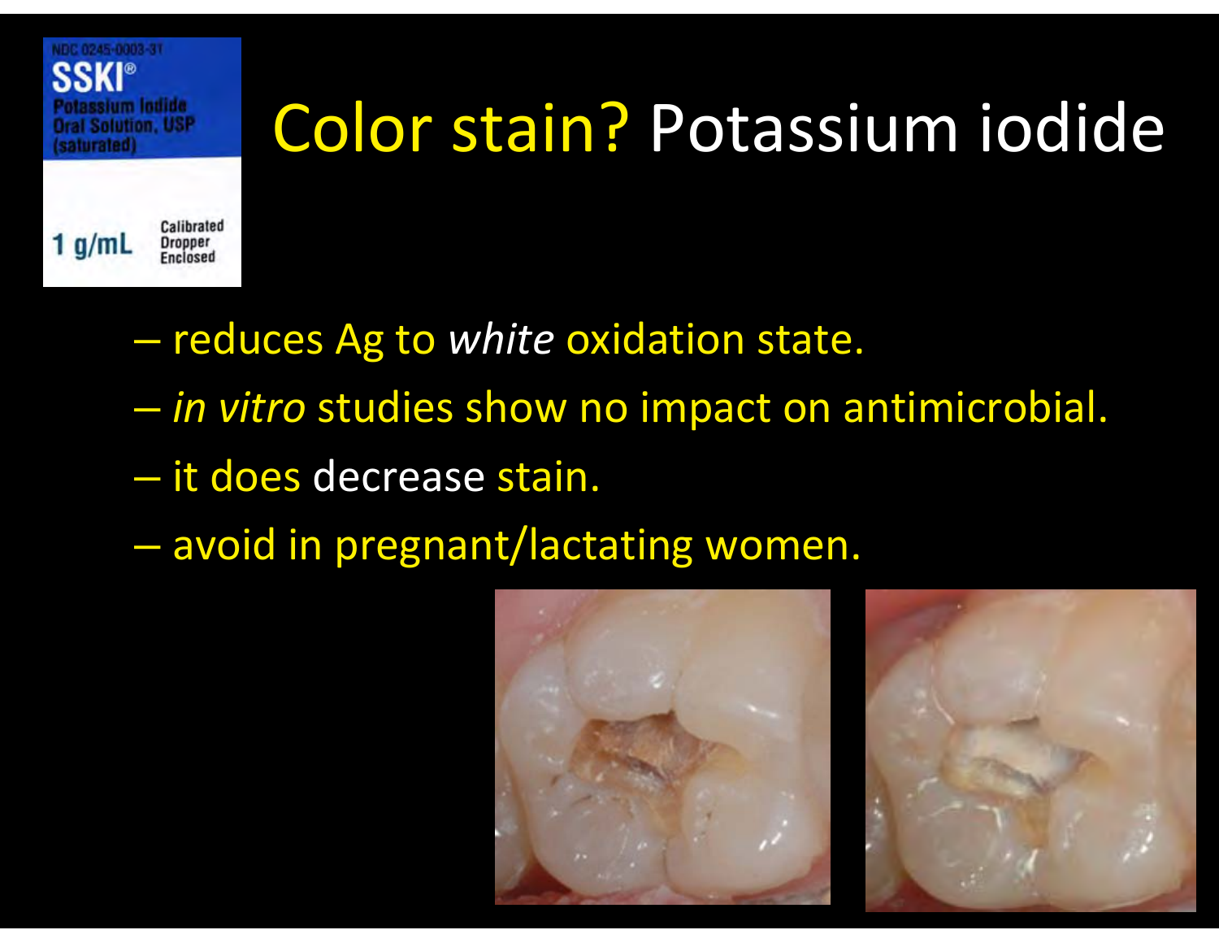# Color stain? Potassium iodide

– reduces Ag to *white* oxidation state.

– *in vitro* studies show no impact on antimicrobial.

– it does decrease stain.

– avoid in pregnant/lactating women.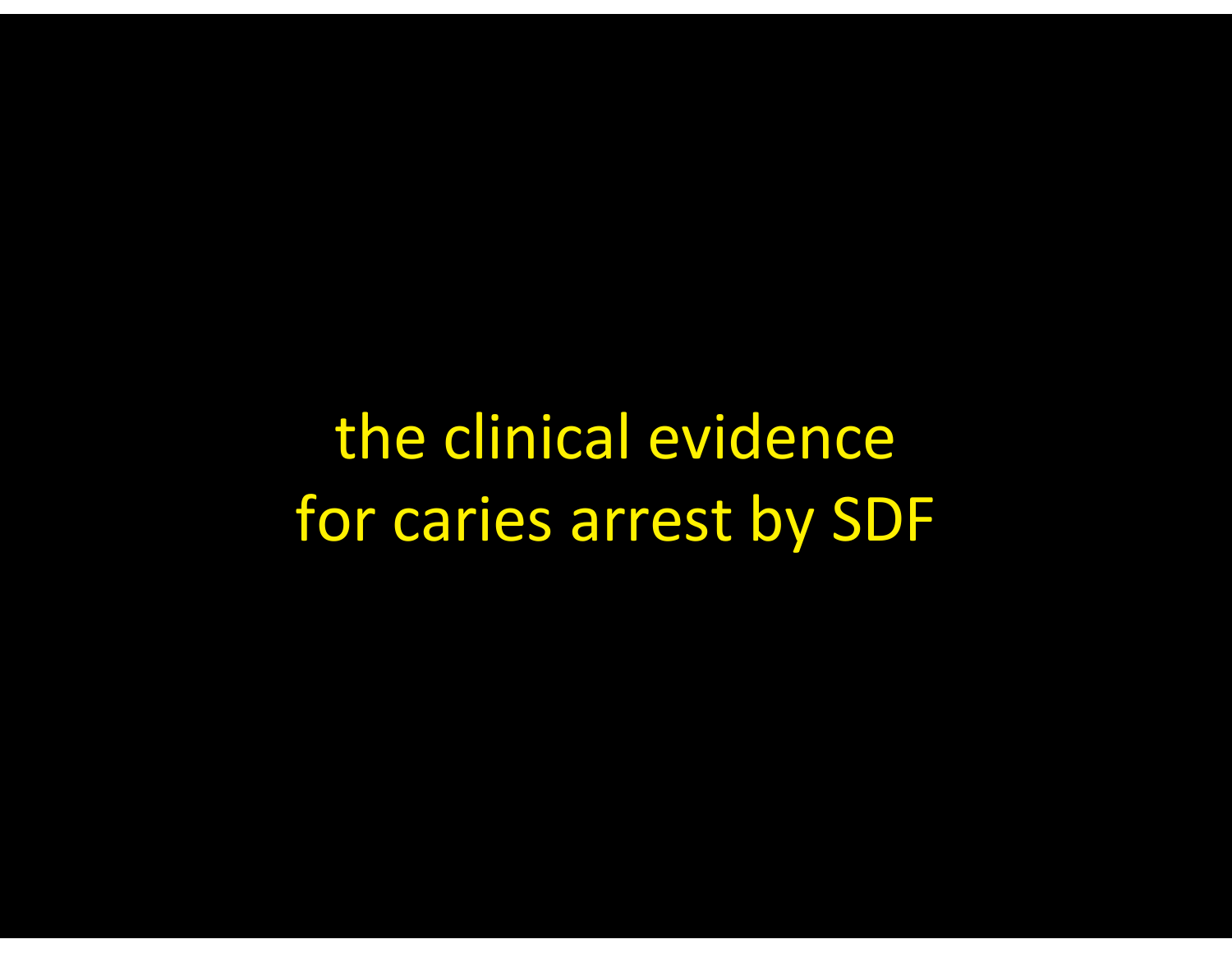# the clinical evidence for caries arrest by SDF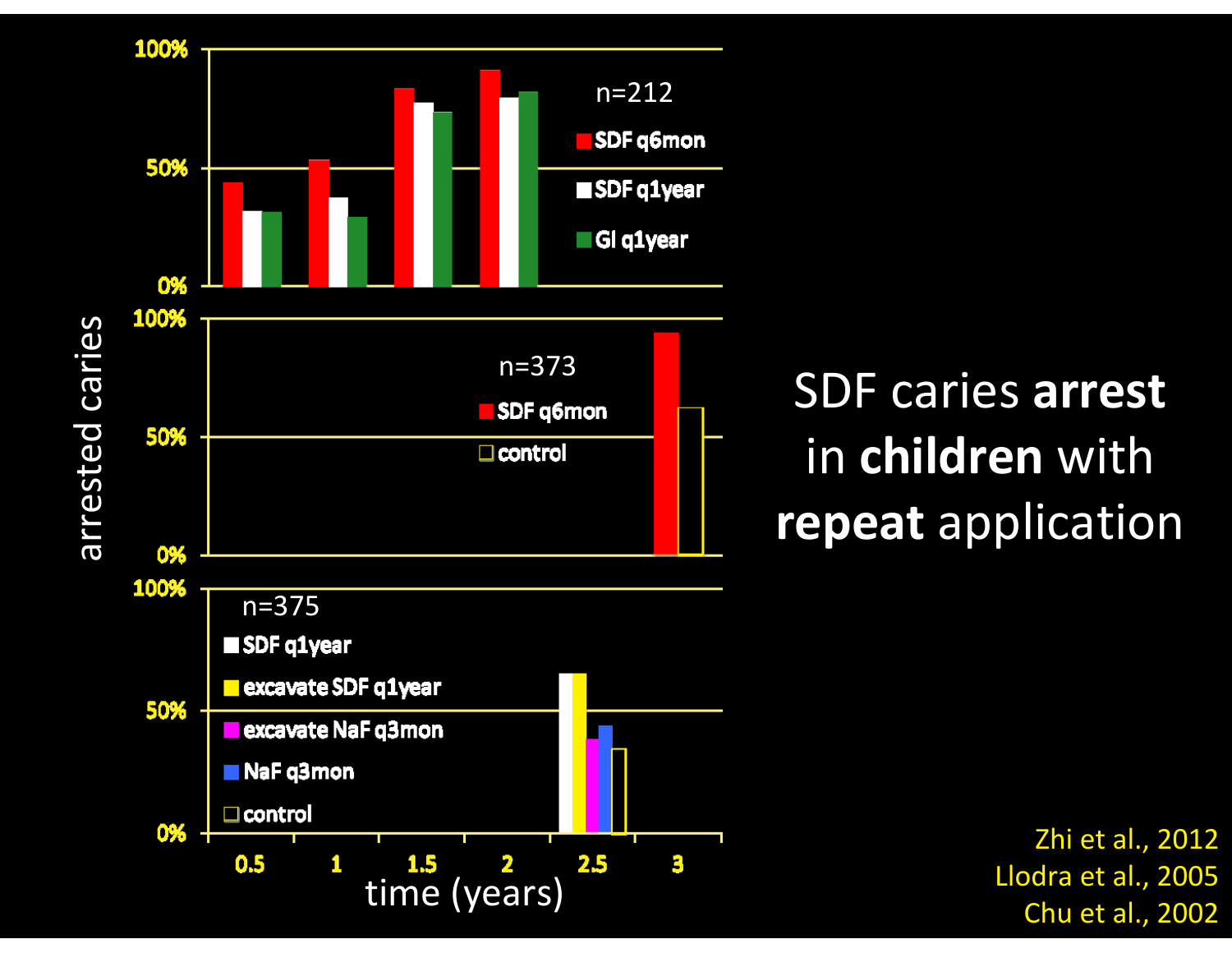# SDF caries **arrest** in **children** with **repeat** application

arrested caries

n=212

- SDF q6mon
- SDF q1year
- GI q1year

n=373

- SDF q6mon
- control

n=375

- SDF q1year
- excavate SDF q1year
- excavate NaF q3mon
- NaF q3mon
- control

time (years): 0.5, 1, 1.5, 2, 2.5, 3

Zhi et al., 2012
Llodra et al., 2005
Chu et al., 2002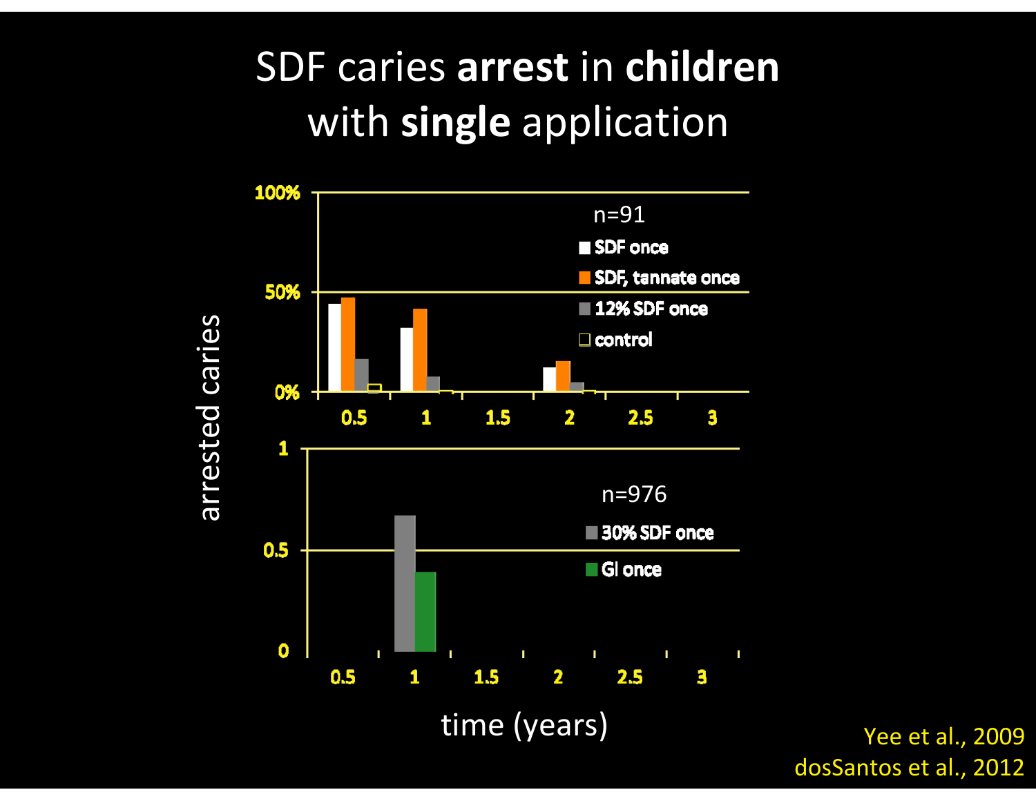# SDF caries **arrest** in **children** with **single** application

arrested caries

n=91

- SDF once
- SDF, tannate once
- 12% SDF once
- control

100%

50%

0%

0.5 1 1.5 2 2.5 3

n=976

- 30% SDF once
- GI once

1

0.5

0

0.5 1 1.5 2 2.5 3

time (years)

Yee et al., 2009
dosSantos et al., 2012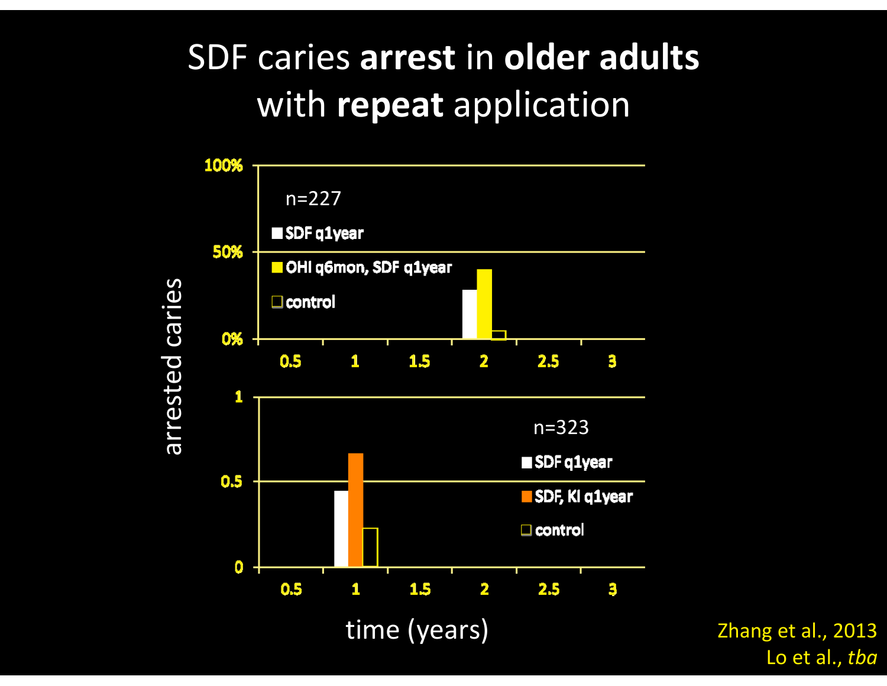# SDF caries **arrest** in **older adults** with **repeat** application

arrested caries

n=227

- SDF q1year
- OHI q6mon, SDF q1year
- control

100%
50%
0%

0.5 1 1.5 2 2.5 3

n=323

- SDF q1year
- SDF, KI q1year
- control

1
0.5
0

0.5 1 1.5 2 2.5 3

time (years)

Zhang et al., 2013
Lo et al., *tba*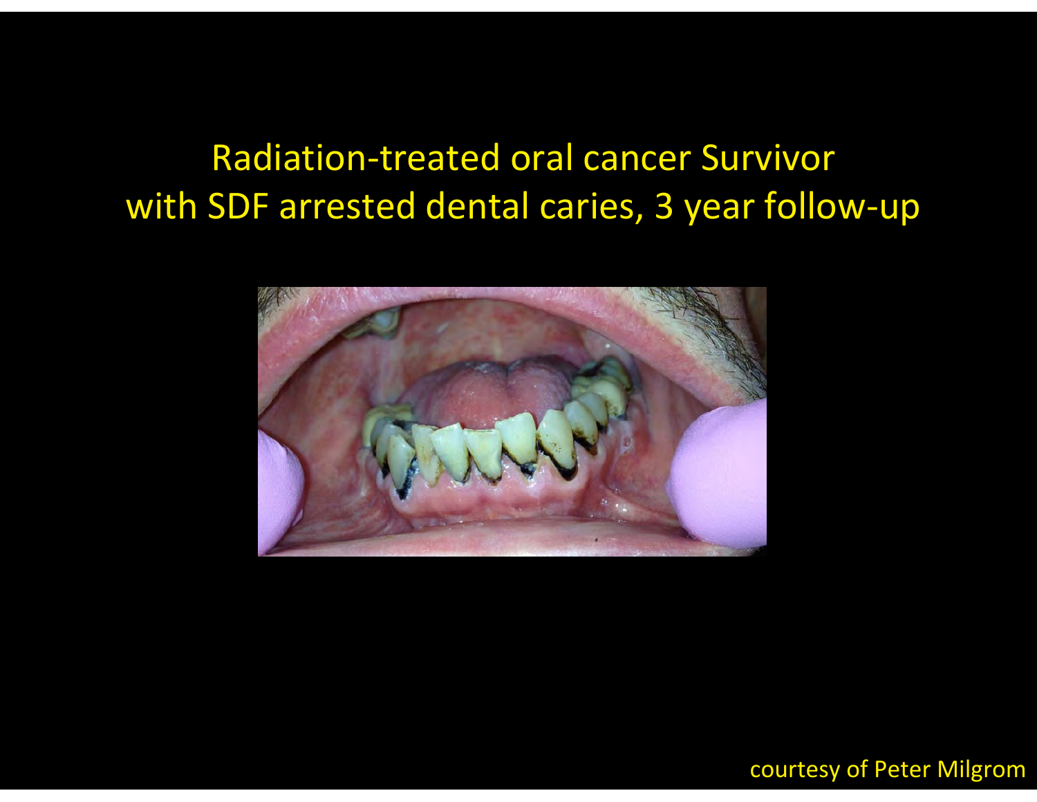# Radiation-treated oral cancer Survivor with SDF arrested dental caries, 3 year follow-up

courtesy of Peter Milgrom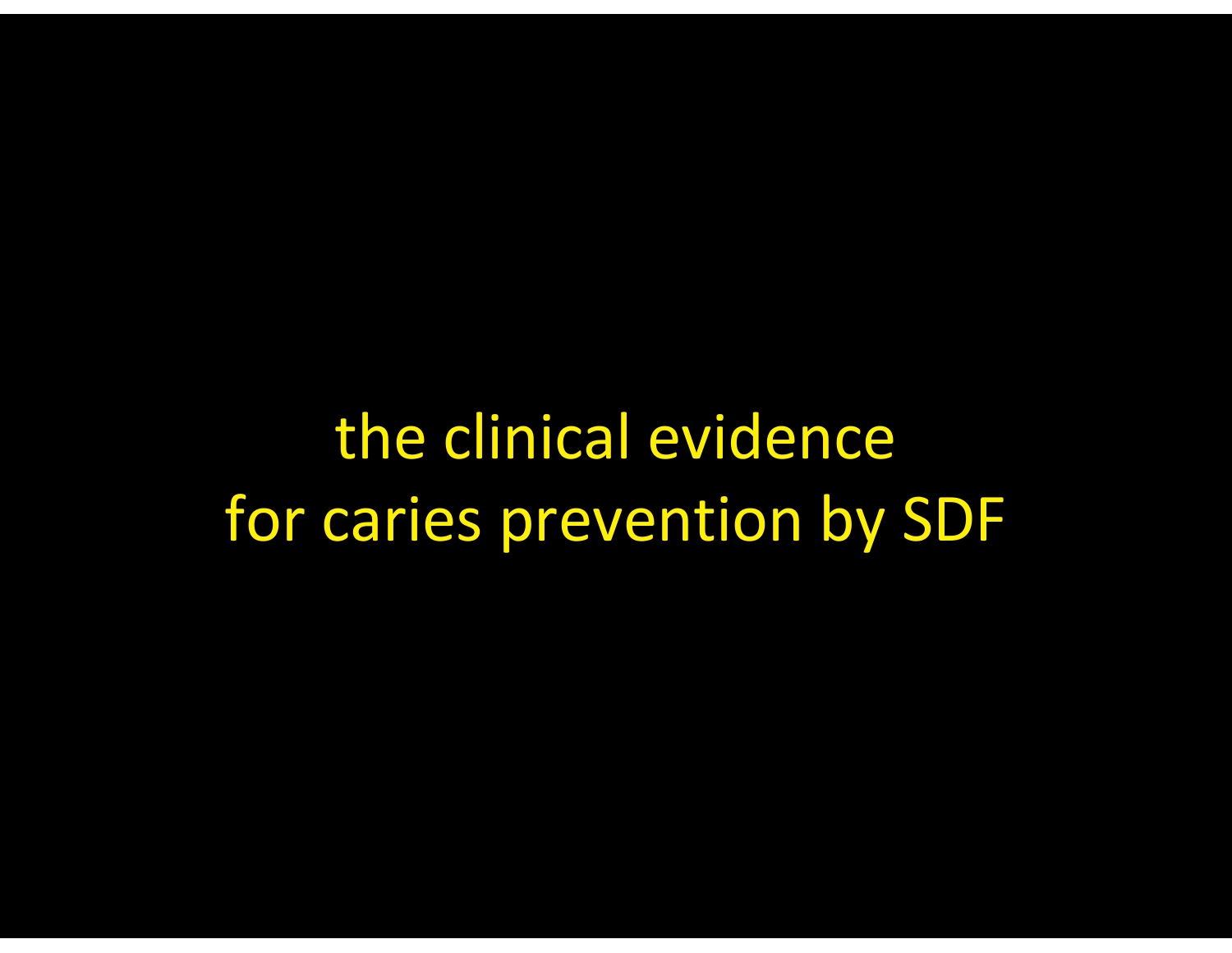# the clinical evidence for caries prevention by SDF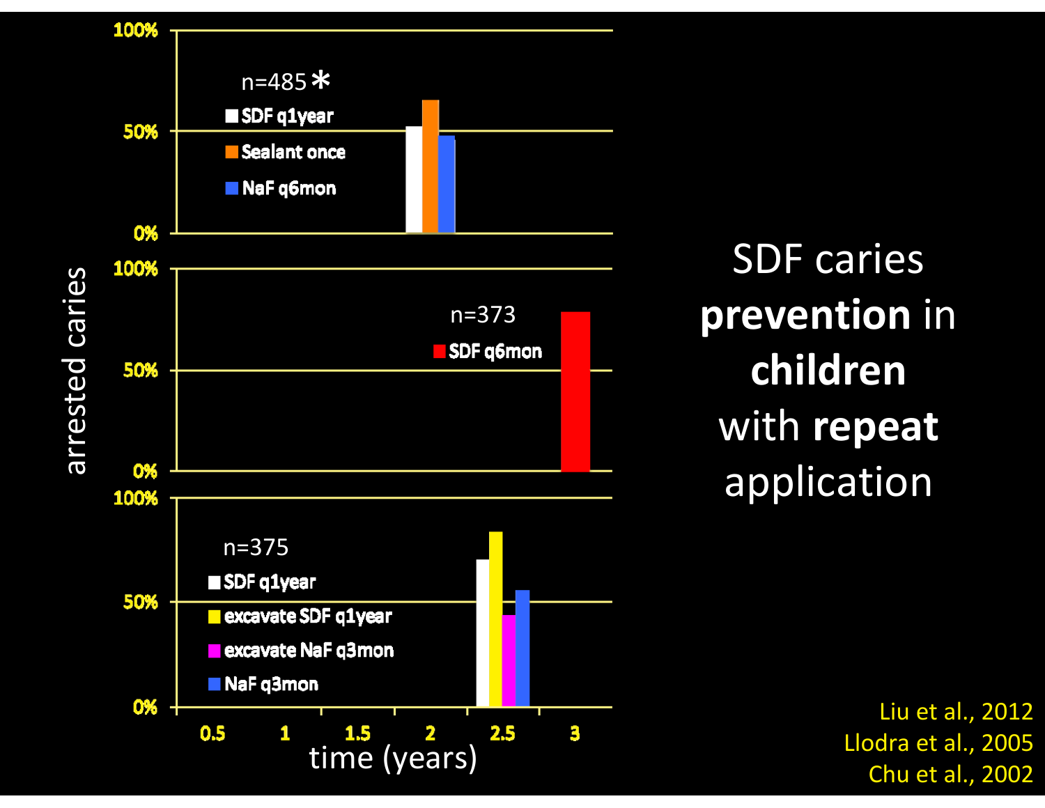# SDF caries **prevention** in **children** with **repeat** application

n=485 *

- SDF q1year
- Sealant once
- NaF q6mon

n=373

- SDF q6mon

n=375

- SDF q1year
- excavate SDF q1year
- excavate NaF q3mon
- NaF q3mon

arrested caries (0%, 50%, 100%)

time (years): 0.5, 1, 1.5, 2, 2.5, 3

Liu et al., 2012
Llodra et al., 2005
Chu et al., 2002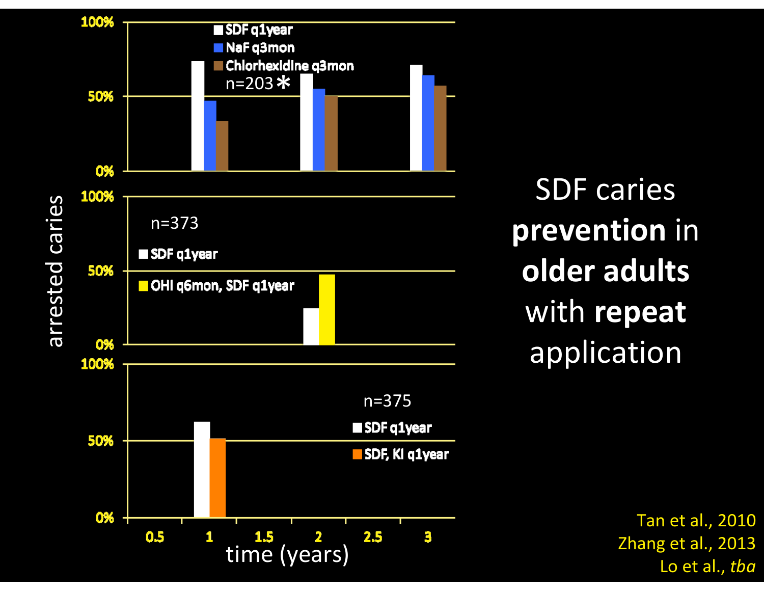# SDF caries **prevention** in **older adults** with **repeat** application

arrested caries

n=203 *

- SDF q1year
- NaF q3mon
- Chlorhexidine q3mon

n=373

- SDF q1year
- OHI q6mon, SDF q1year

n=375

- SDF q1year
- SDF, KI q1year

time (years)

Tan et al., 2010
Zhang et al., 2013
Lo et al., *tba*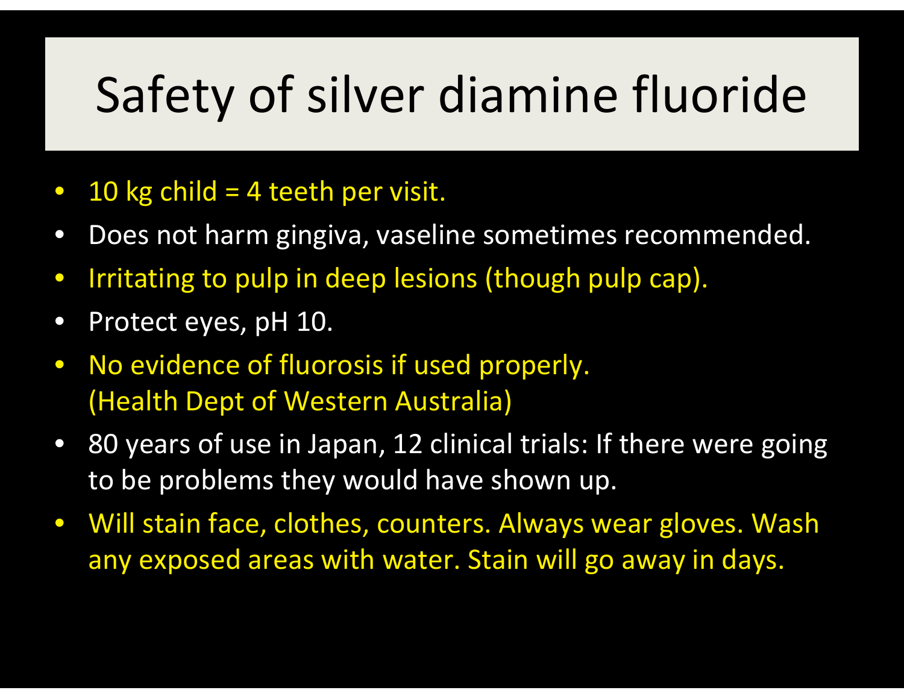# Safety of silver diamine fluoride

- 10 kg child = 4 teeth per visit.
- Does not harm gingiva, vaseline sometimes recommended.
- Irritating to pulp in deep lesions (though pulp cap).
- Protect eyes, pH 10.
- No evidence of fluorosis if used properly. (Health Dept of Western Australia)
- 80 years of use in Japan, 12 clinical trials: If there were going to be problems they would have shown up.
- Will stain face, clothes, counters. Always wear gloves. Wash any exposed areas with water. Stain will go away in days.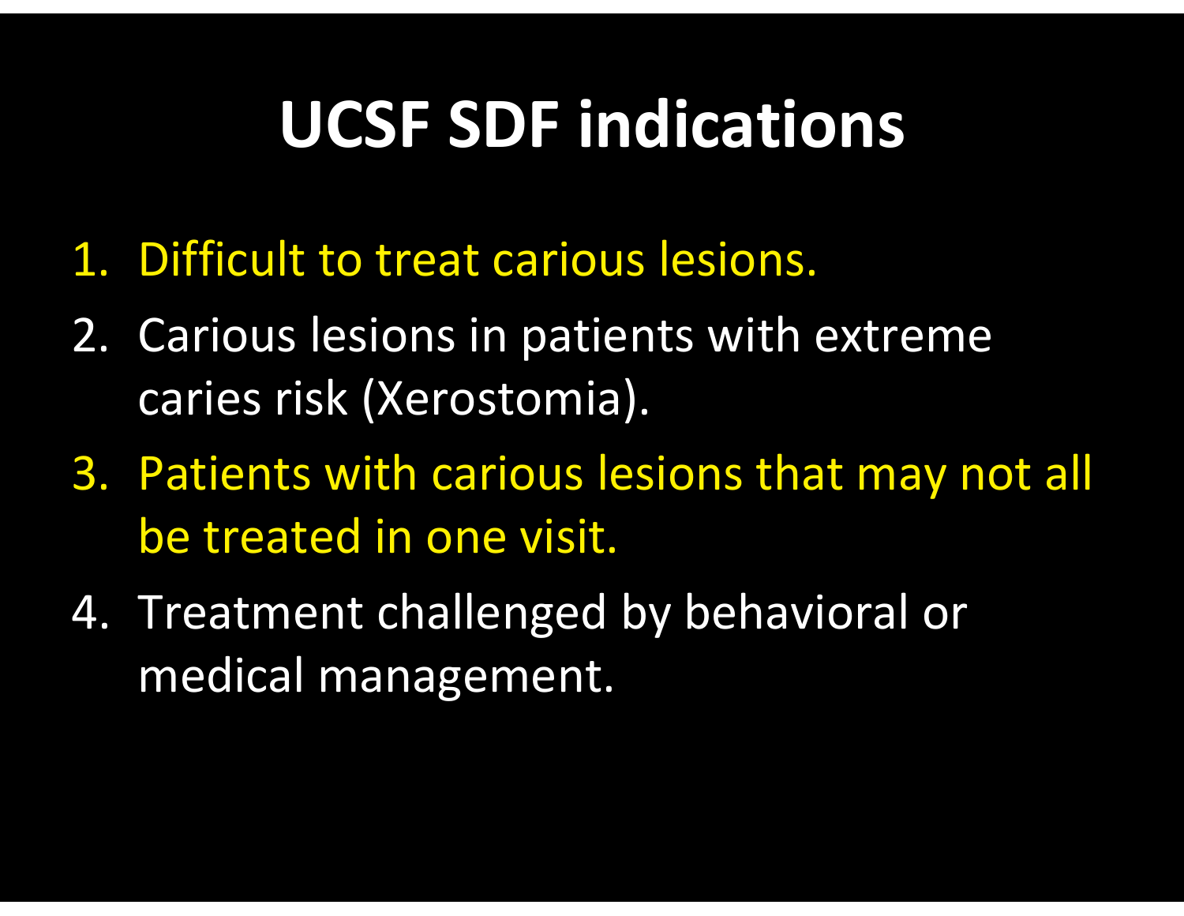# UCSF SDF indications

1. Difficult to treat carious lesions.
2. Carious lesions in patients with extreme caries risk (Xerostomia).
3. Patients with carious lesions that may not all be treated in one visit.
4. Treatment challenged by behavioral or medical management.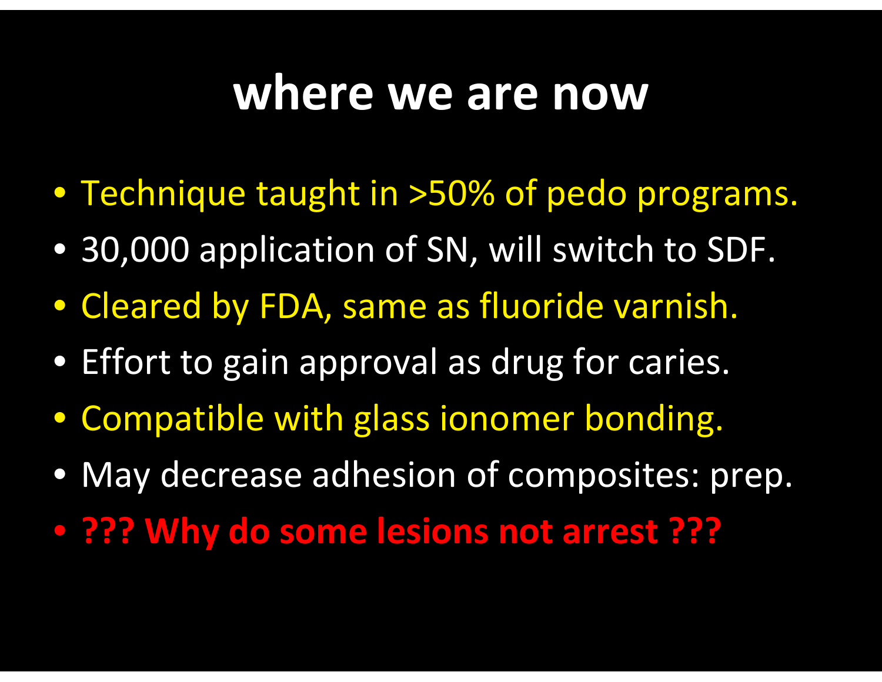# where we are now

- Technique taught in >50% of pedo programs.
- 30,000 application of SN, will switch to SDF.
- Cleared by FDA, same as fluoride varnish.
- Effort to gain approval as drug for caries.
- Compatible with glass ionomer bonding.
- May decrease adhesion of composites: prep.
- **??? Why do some lesions not arrest ???**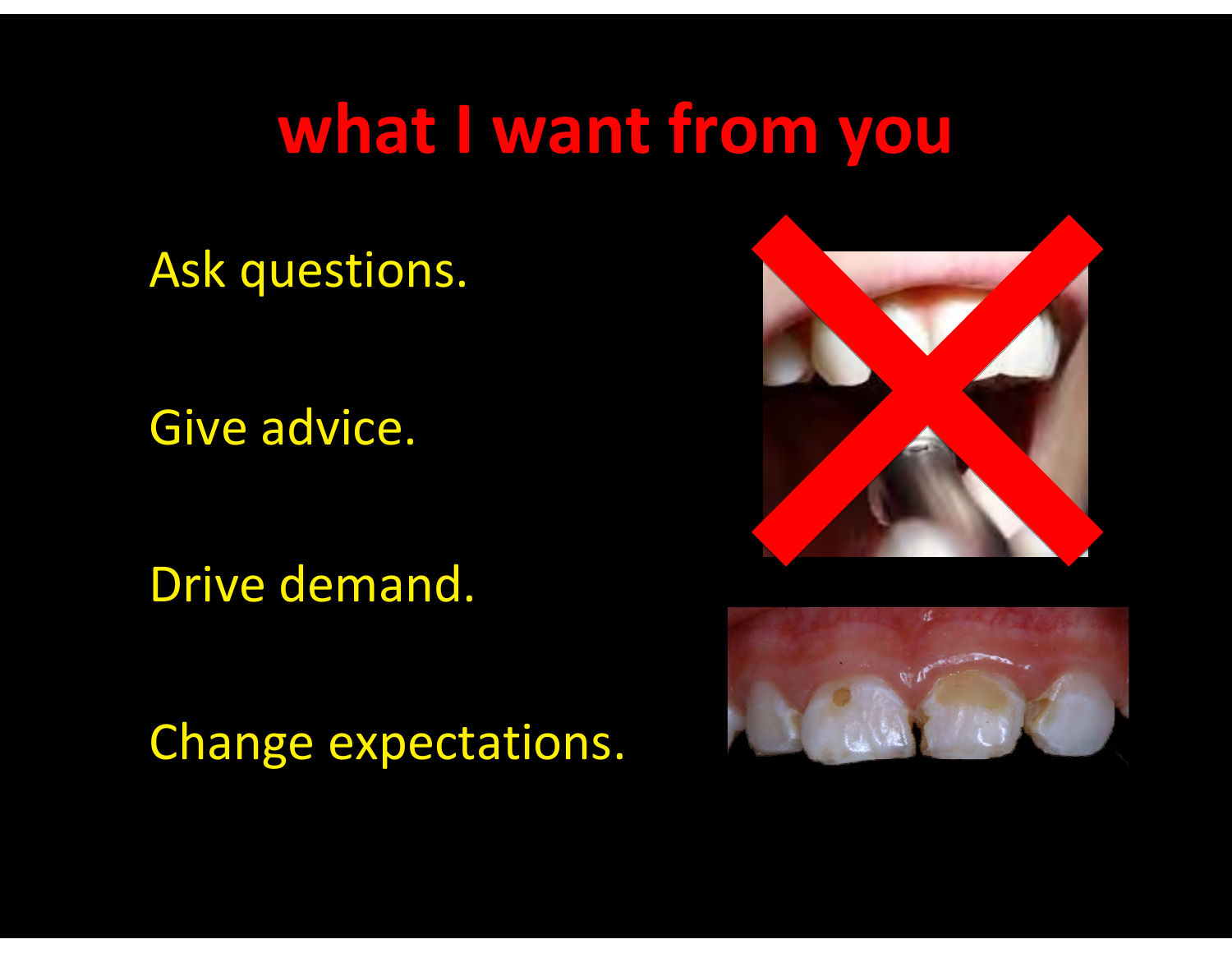# what I want from you

Ask questions.

Give advice.

Drive demand.

Change expectations.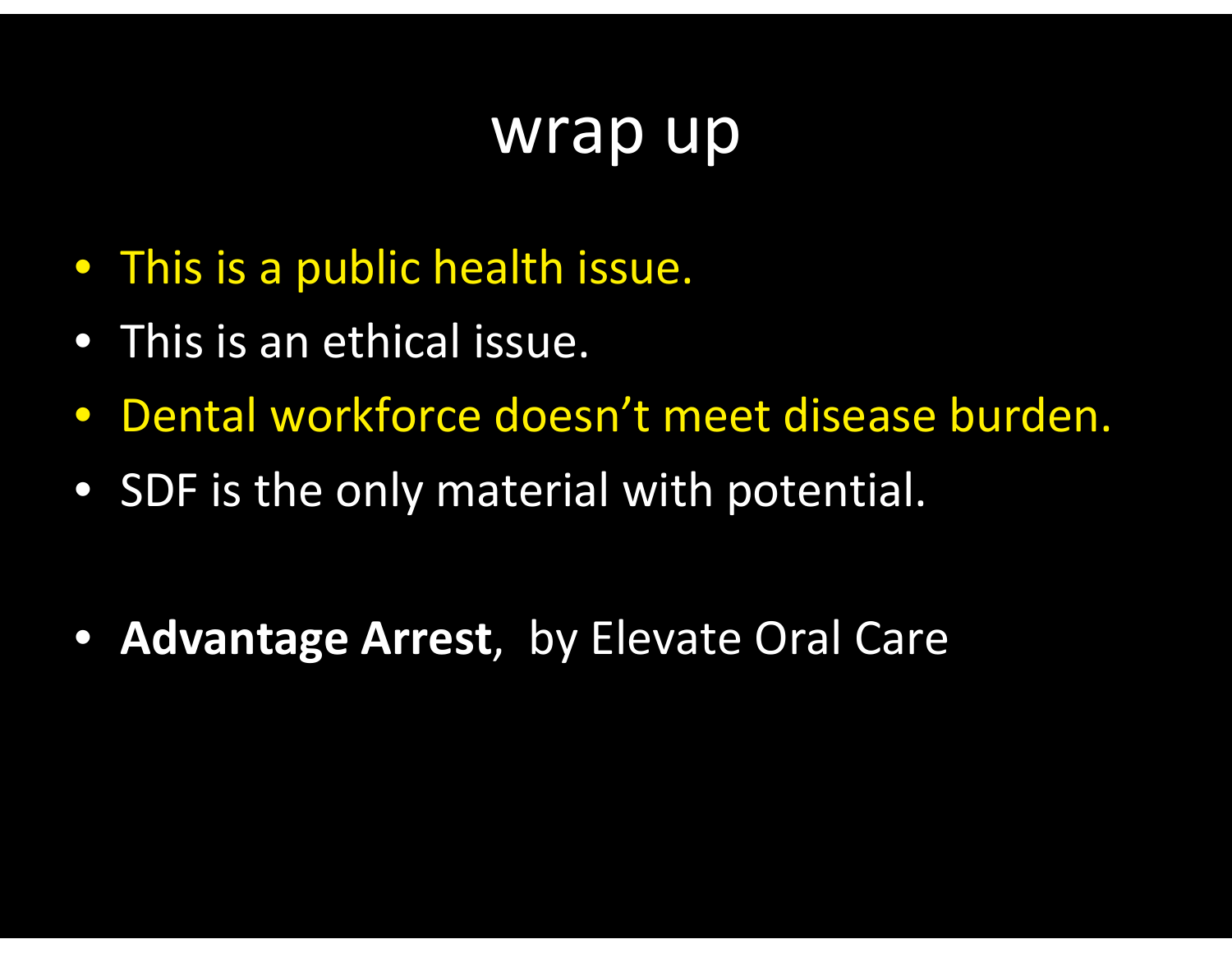# wrap up

- This is a public health issue.
- This is an ethical issue.
- Dental workforce doesn't meet disease burden.
- SDF is the only material with potential.

- **Advantage Arrest**, by Elevate Oral Care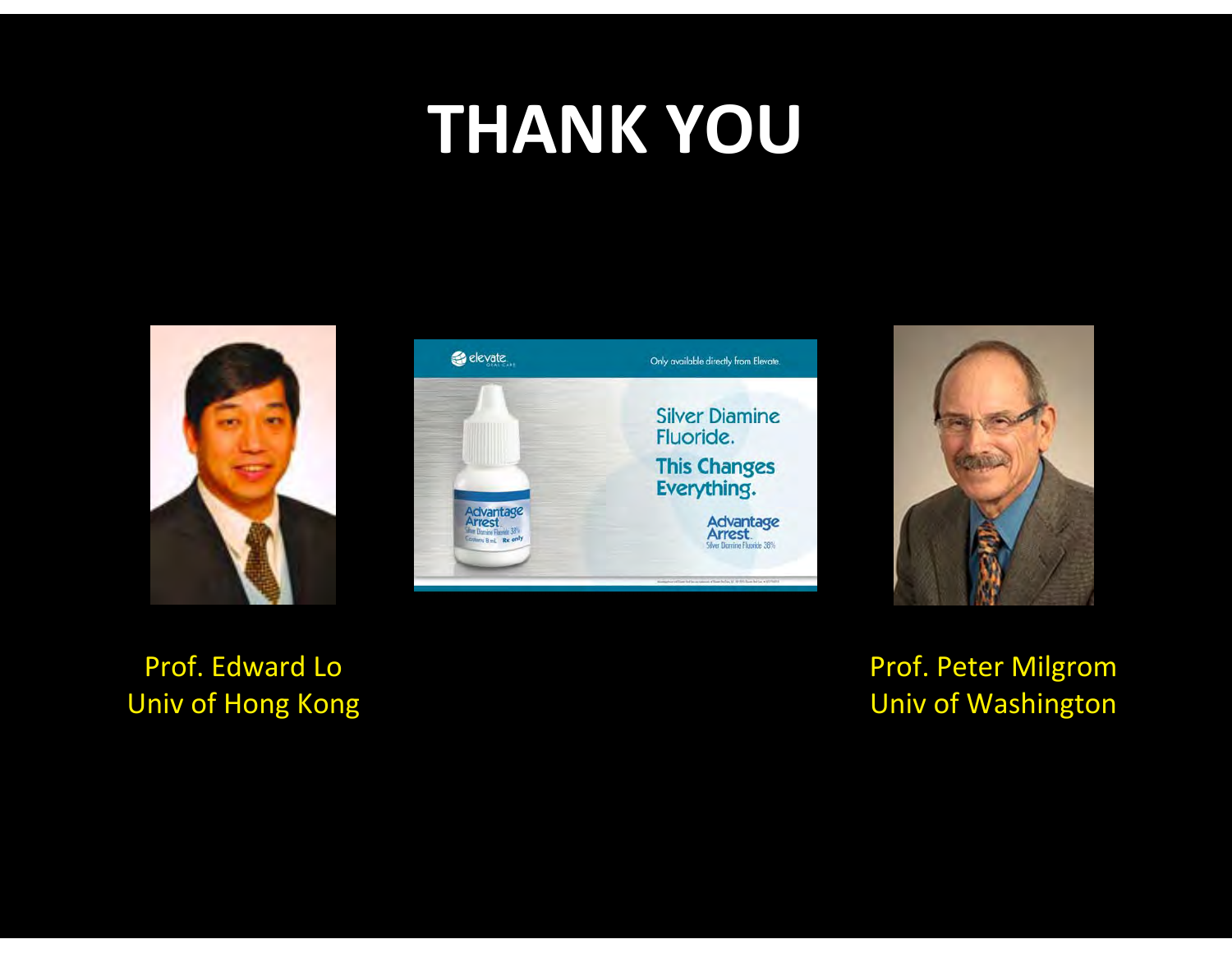# THANK YOU

Prof. Edward Lo
Univ of Hong Kong

Prof. Peter Milgrom
Univ of Washington